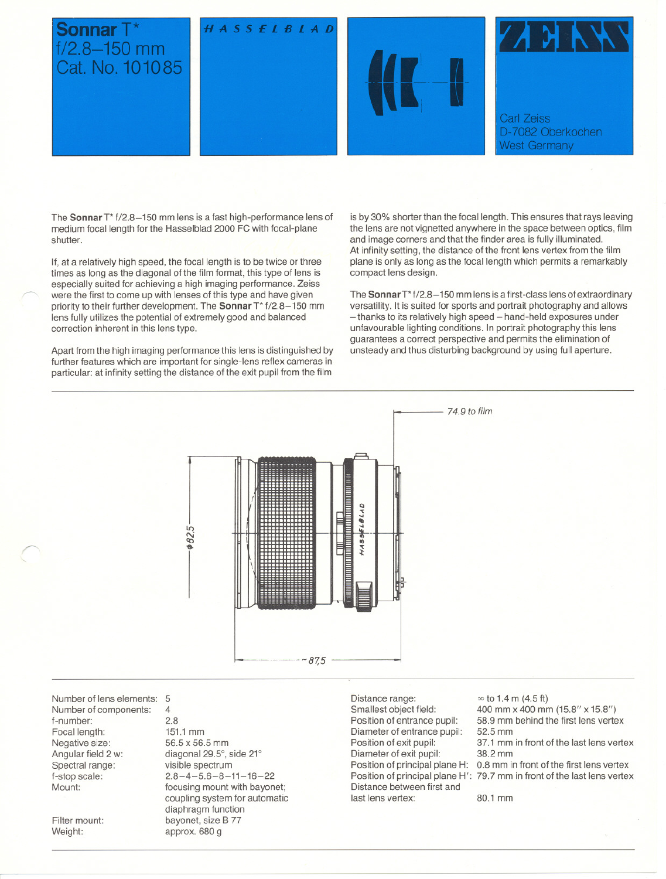# Sonnar T* f/2.8–150 mm Cat. No. 101085

HASSELBLAD

ZEISS

Carl Zeiss
D-7082 Oberkochen
West Germany

The **Sonnar** T* f/2.8–150 mm lens is a fast high-performance lens of medium focal length for the Hasselblad 2000 FC with focal-plane shutter.

If, at a relatively high speed, the focal length is to be twice or three times as long as the diagonal of the film format, this type of lens is especially suited for achieving a high imaging performance. Zeiss were the first to come up with lenses of this type and have given priority to their further development. The **Sonnar** T* f/2.8–150 mm lens fully utilizes the potential of extremely good and balanced correction inherent in this lens type.

Apart from the high imaging performance this lens is distinguished by further features which are important for single-lens reflex cameras in particular: at infinity setting the distance of the exit pupil from the film is by 30% shorter than the focal length. This ensures that rays leaving the lens are not vignetted anywhere in the space between optics, film and image corners and that the finder area is fully illuminated.
At infinity setting, the distance of the front lens vertex from the film plane is only as long as the focal length which permits a remarkably compact lens design.

The **Sonnar** T* f/2.8–150 mm lens is a first-class lens of extraordinary versatility. It is suited for sports and portrait photography and allows – thanks to its relatively high speed – hand-held exposures under unfavourable lighting conditions. In portrait photography this lens guarantees a correct perspective and permits the elimination of unsteady and thus disturbing background by using full aperture.

74.9 to film

ϕ82.5

~87.5

| | |
|---|---|
| Number of lens elements: | 5 |
| Number of components: | 4 |
| f-number: | 2.8 |
| Focal length: | 151.1 mm |
| Negative size: | 56.5 x 56.5 mm |
| Angular field 2 w: | diagonal 29.5°, side 21° |
| Spectral range: | visible spectrum |
| f-stop scale: | 2.8–4–5.6–8–11–16–22 |
| Mount: | focusing mount with bayonet; coupling system for automatic diaphragm function |
| Filter mount: | bayonet, size B 77 |
| Weight: | approx. 680 g |

| | |
|---|---|
| Distance range: | ∞ to 1.4 m (4.5 ft) |
| Smallest object field: | 400 mm x 400 mm (15.8" x 15.8") |
| Position of entrance pupil: | 58.9 mm behind the first lens vertex |
| Diameter of entrance pupil: | 52.5 mm |
| Position of exit pupil: | 37.1 mm in front of the last lens vertex |
| Diameter of exit pupil: | 38.2 mm |
| Position of principal plane H: | 0.8 mm in front of the first lens vertex |
| Position of principal plane H': | 79.7 mm in front of the last lens vertex |
| Distance between first and last lens vertex: | 80.1 mm |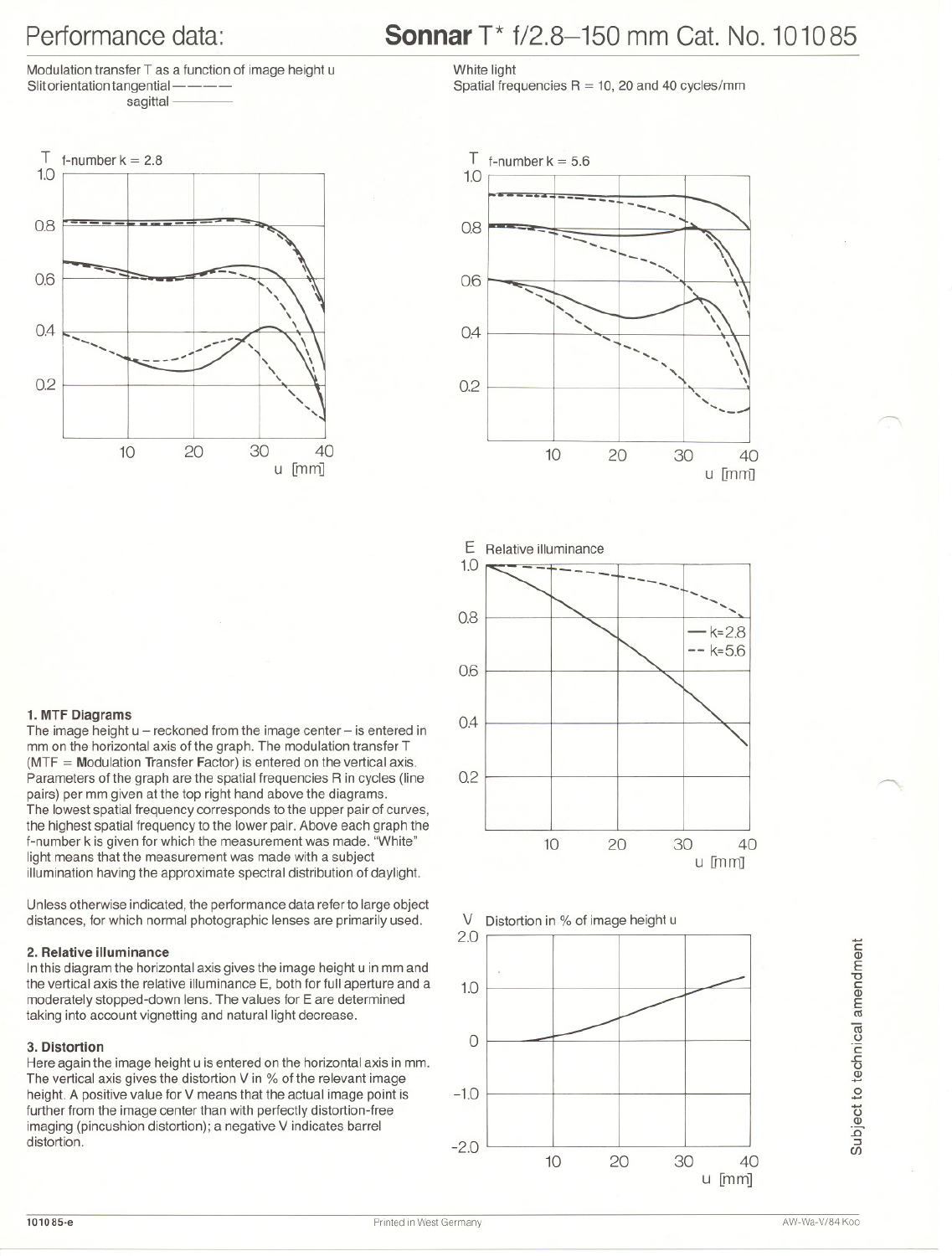# Performance data: **Sonnar** T* f/2.8–150 mm Cat. No. 10 10 85

Modulation transfer T as a function of image height u
Slit orientation tangential – – – –
sagittal ————

White light
Spatial frequencies R = 10, 20 and 40 cycles/mm

T f-number k = 2.8
1.0
0.8
0.6
0.4
0.2
10 20 30 40
u [mm]

T f-number k = 5.6
1.0
0.8
0.6
0.4
0.2
10 20 30 40
u [mm]

E Relative illuminance
1.0
0.8
0.6
0.4
0.2
— k=2.8
-- k=5.6
10 20 30 40
u [mm]

V Distortion in % of image height u
2.0
1.0
0
-1.0
-2.0
10 20 30 40
u [mm]

**1. MTF Diagrams**
The image height u – reckoned from the image center – is entered in mm on the horizontal axis of the graph. The modulation transfer T (MTF = Modulation Transfer Factor) is entered on the vertical axis. Parameters of the graph are the spatial frequencies R in cycles (line pairs) per mm given at the top right hand above the diagrams.
The lowest spatial frequency corresponds to the upper pair of curves, the highest spatial frequency to the lower pair. Above each graph the f-number k is given for which the measurement was made. "White" light means that the measurement was made with a subject illumination having the approximate spectral distribution of daylight.

Unless otherwise indicated, the performance data refer to large object distances, for which normal photographic lenses are primarily used.

**2. Relative illuminance**
In this diagram the horizontal axis gives the image height u in mm and the vertical axis the relative illuminance E, both for full aperture and a moderately stopped-down lens. The values for E are determined taking into account vignetting and natural light decrease.

**3. Distortion**
Here again the image height u is entered on the horizontal axis in mm. The vertical axis gives the distortion V in % of the relevant image height. A positive value for V means that the actual image point is further from the image center than with perfectly distortion-free imaging (pincushion distortion); a negative V indicates barrel distortion.

Subject to technical amendment

10 10 85-e    Printed in West Germany    AW-Wa-V/84 Koo